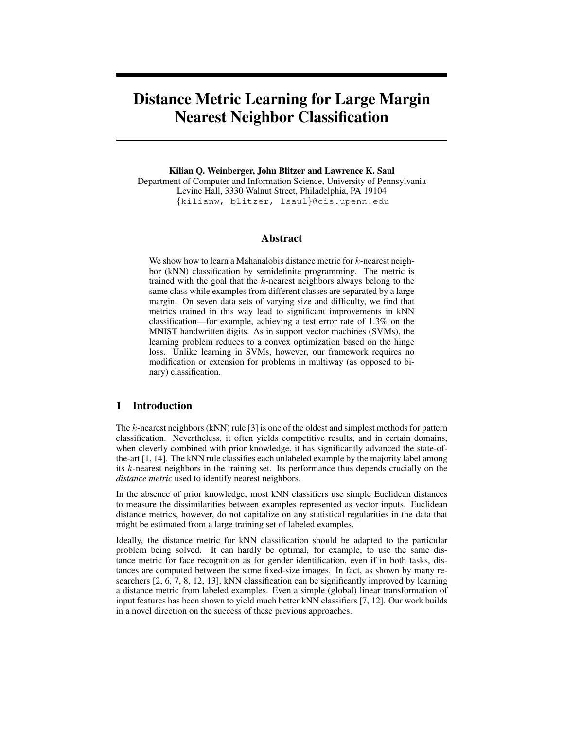# Distance Metric Learning for Large Margin Nearest Neighbor Classification

**Kilian Q. Weinberger, John Blitzer and Lawrence K. Saul**
Department of Computer and Information Science, University of Pennsylvania
Levine Hall, 3330 Walnut Street, Philadelphia, PA 19104
{kilianw, blitzer, lsaul}@cis.upenn.edu

## Abstract

We show how to learn a Mahanalobis distance metric for $k$-nearest neighbor (kNN) classification by semidefinite programming. The metric is trained with the goal that the $k$-nearest neighbors always belong to the same class while examples from different classes are separated by a large margin. On seven data sets of varying size and difficulty, we find that metrics trained in this way lead to significant improvements in kNN classification—for example, achieving a test error rate of 1.3% on the MNIST handwritten digits. As in support vector machines (SVMs), the learning problem reduces to a convex optimization based on the hinge loss. Unlike learning in SVMs, however, our framework requires no modification or extension for problems in multiway (as opposed to binary) classification.

## 1 Introduction

The $k$-nearest neighbors (kNN) rule [3] is one of the oldest and simplest methods for pattern classification. Nevertheless, it often yields competitive results, and in certain domains, when cleverly combined with prior knowledge, it has significantly advanced the state-of-the-art [1, 14]. The kNN rule classifies each unlabeled example by the majority label among its $k$-nearest neighbors in the training set. Its performance thus depends crucially on the *distance metric* used to identify nearest neighbors.

In the absence of prior knowledge, most kNN classifiers use simple Euclidean distances to measure the dissimilarities between examples represented as vector inputs. Euclidean distance metrics, however, do not capitalize on any statistical regularities in the data that might be estimated from a large training set of labeled examples.

Ideally, the distance metric for kNN classification should be adapted to the particular problem being solved. It can hardly be optimal, for example, to use the same distance metric for face recognition as for gender identification, even if in both tasks, distances are computed between the same fixed-size images. In fact, as shown by many researchers [2, 6, 7, 8, 12, 13], kNN classification can be significantly improved by learning a distance metric from labeled examples. Even a simple (global) linear transformation of input features has been shown to yield much better kNN classifiers [7, 12]. Our work builds in a novel direction on the success of these previous approaches.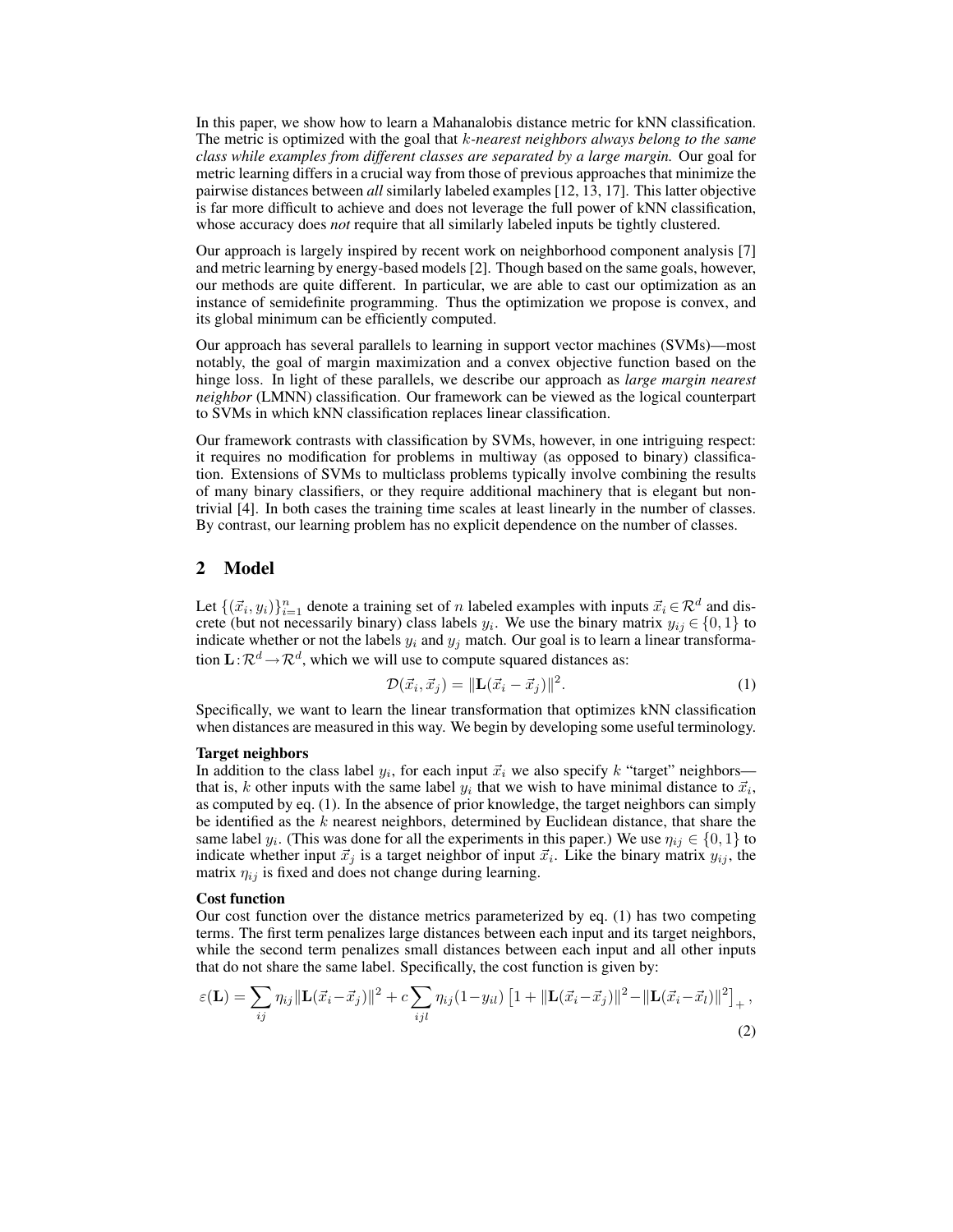In this paper, we show how to learn a Mahanalobis distance metric for kNN classification. The metric is optimized with the goal that *$k$-nearest neighbors always belong to the same class while examples from different classes are separated by a large margin.* Our goal for metric learning differs in a crucial way from those of previous approaches that minimize the pairwise distances between *all* similarly labeled examples [12, 13, 17]. This latter objective is far more difficult to achieve and does not leverage the full power of kNN classification, whose accuracy does *not* require that all similarly labeled inputs be tightly clustered.

Our approach is largely inspired by recent work on neighborhood component analysis [7] and metric learning by energy-based models [2]. Though based on the same goals, however, our methods are quite different. In particular, we are able to cast our optimization as an instance of semidefinite programming. Thus the optimization we propose is convex, and its global minimum can be efficiently computed.

Our approach has several parallels to learning in support vector machines (SVMs)—most notably, the goal of margin maximization and a convex objective function based on the hinge loss. In light of these parallels, we describe our approach as *large margin nearest neighbor* (LMNN) classification. Our framework can be viewed as the logical counterpart to SVMs in which kNN classification replaces linear classification.

Our framework contrasts with classification by SVMs, however, in one intriguing respect: it requires no modification for problems in multiway (as opposed to binary) classification. Extensions of SVMs to multiclass problems typically involve combining the results of many binary classifiers, or they require additional machinery that is elegant but nontrivial [4]. In both cases the training time scales at least linearly in the number of classes. By contrast, our learning problem has no explicit dependence on the number of classes.

## 2 Model

Let $\{(\vec{x}_i, y_i)\}_{i=1}^n$ denote a training set of $n$ labeled examples with inputs $\vec{x}_i \in \mathcal{R}^d$ and discrete (but not necessarily binary) class labels $y_i$. We use the binary matrix $y_{ij} \in \{0, 1\}$ to indicate whether or not the labels $y_i$ and $y_j$ match. Our goal is to learn a linear transformation $\mathbf{L}: \mathcal{R}^d \rightarrow \mathcal{R}^d$, which we will use to compute squared distances as:

$$\mathcal{D}(\vec{x}_i, \vec{x}_j) = \|\mathbf{L}(\vec{x}_i - \vec{x}_j)\|^2. \tag{1}$$

Specifically, we want to learn the linear transformation that optimizes kNN classification when distances are measured in this way. We begin by developing some useful terminology.

**Target neighbors**

In addition to the class label $y_i$, for each input $\vec{x}_i$ we also specify $k$ "target" neighbors—that is, $k$ other inputs with the same label $y_i$ that we wish to have minimal distance to $\vec{x}_i$, as computed by eq. (1). In the absence of prior knowledge, the target neighbors can simply be identified as the $k$ nearest neighbors, determined by Euclidean distance, that share the same label $y_i$. (This was done for all the experiments in this paper.) We use $\eta_{ij} \in \{0, 1\}$ to indicate whether input $\vec{x}_j$ is a target neighbor of input $\vec{x}_i$. Like the binary matrix $y_{ij}$, the matrix $\eta_{ij}$ is fixed and does not change during learning.

**Cost function**

Our cost function over the distance metrics parameterized by eq. (1) has two competing terms. The first term penalizes large distances between each input and its target neighbors, while the second term penalizes small distances between each input and all other inputs that do not share the same label. Specifically, the cost function is given by:

$$\varepsilon(\mathbf{L}) = \sum_{ij} \eta_{ij} \|\mathbf{L}(\vec{x}_i - \vec{x}_j)\|^2 + c \sum_{ijl} \eta_{ij}(1 - y_{il}) \left[1 + \|\mathbf{L}(\vec{x}_i - \vec{x}_j)\|^2 - \|\mathbf{L}(\vec{x}_i - \vec{x}_l)\|^2\right]_+, \tag{2}$$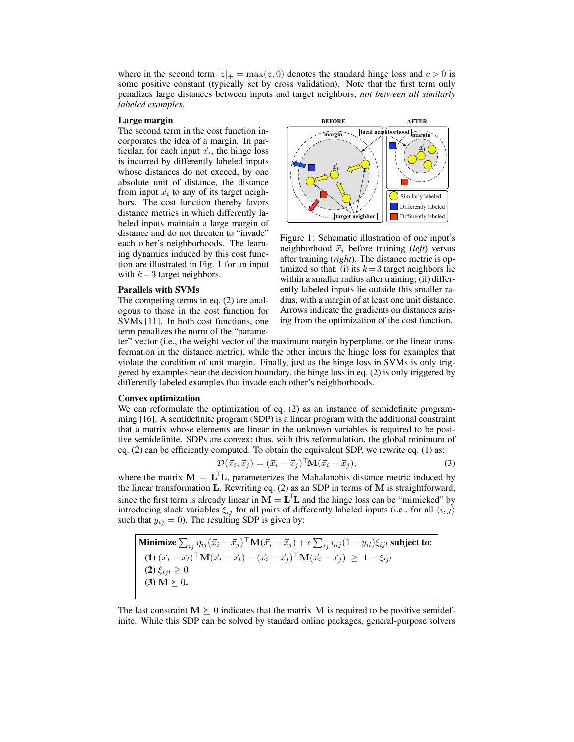where in the second term $[z]_+ = \max(z, 0)$ denotes the standard hinge loss and $c > 0$ is some positive constant (typically set by cross validation). Note that the first term only penalizes large distances between inputs and target neighbors, *not between all similarly labeled examples*.

**Large margin**

The second term in the cost function incorporates the idea of a margin. In particular, for each input $\vec{x}_i$, the hinge loss is incurred by differently labeled inputs whose distances do not exceed, by one absolute unit of distance, the distance from input $\vec{x}_i$ to any of its target neighbors. The cost function thereby favors distance metrics in which differently labeled inputs maintain a large margin of distance and do not threaten to "invade" each other's neighborhoods. The learning dynamics induced by this cost function are illustrated in Fig. 1 for an input with $k=3$ target neighbors.

Figure 1: Schematic illustration of one input's neighborhood $\vec{x}_i$ before training (*left*) versus after training (*right*). The distance metric is optimized so that: (i) its $k=3$ target neighbors lie within a smaller radius after training; (ii) differently labeled inputs lie outside this smaller radius, with a margin of at least one unit distance. Arrows indicate the gradients on distances arising from the optimization of the cost function.

**Parallels with SVMs**

The competing terms in eq. (2) are analogous to those in the cost function for SVMs [11]. In both cost functions, one term penalizes the norm of the "parameter" vector (i.e., the weight vector of the maximum margin hyperplane, or the linear transformation in the distance metric), while the other incurs the hinge loss for examples that violate the condition of unit margin. Finally, just as the hinge loss in SVMs is only triggered by examples near the decision boundary, the hinge loss in eq. (2) is only triggered by differently labeled examples that invade each other's neighborhoods.

**Convex optimization**

We can reformulate the optimization of eq. (2) as an instance of semidefinite programming [16]. A semidefinite program (SDP) is a linear program with the additional constraint that a matrix whose elements are linear in the unknown variables is required to be positive semidefinite. SDPs are convex; thus, with this reformulation, the global minimum of eq. (2) can be efficiently computed. To obtain the equivalent SDP, we rewrite eq. (1) as:

$$\mathcal{D}(\vec{x}_i, \vec{x}_j) = (\vec{x}_i - \vec{x}_j)^\top \mathbf{M} (\vec{x}_i - \vec{x}_j), \tag{3}$$

where the matrix $\mathbf{M} = \mathbf{L}^\top \mathbf{L}$, parameterizes the Mahalanobis distance metric induced by the linear transformation $\mathbf{L}$. Rewriting eq. (2) as an SDP in terms of $\mathbf{M}$ is straightforward, since the first term is already linear in $\mathbf{M} = \mathbf{L}^\top \mathbf{L}$ and the hinge loss can be "mimicked" by introducing slack variables $\xi_{ij}$ for all pairs of differently labeled inputs (i.e., for all $\langle i, j \rangle$ such that $y_{ij} = 0$). The resulting SDP is given by:

**Minimize** $\sum_{ij} \eta_{ij} (\vec{x}_i - \vec{x}_j)^\top \mathbf{M} (\vec{x}_i - \vec{x}_j) + c \sum_{ij} \eta_{ij} (1 - y_{il}) \xi_{ijl}$ **subject to:**

**(1)** $(\vec{x}_i - \vec{x}_l)^\top \mathbf{M} (\vec{x}_i - \vec{x}_l) - (\vec{x}_i - \vec{x}_j)^\top \mathbf{M} (\vec{x}_i - \vec{x}_j) \geq 1 - \xi_{ijl}$

**(2)** $\xi_{ijl} \geq 0$

**(3)** $\mathbf{M} \succeq 0$.

The last constraint $\mathbf{M} \succeq 0$ indicates that the matrix $\mathbf{M}$ is required to be positive semidefinite. While this SDP can be solved by standard online packages, general-purpose solvers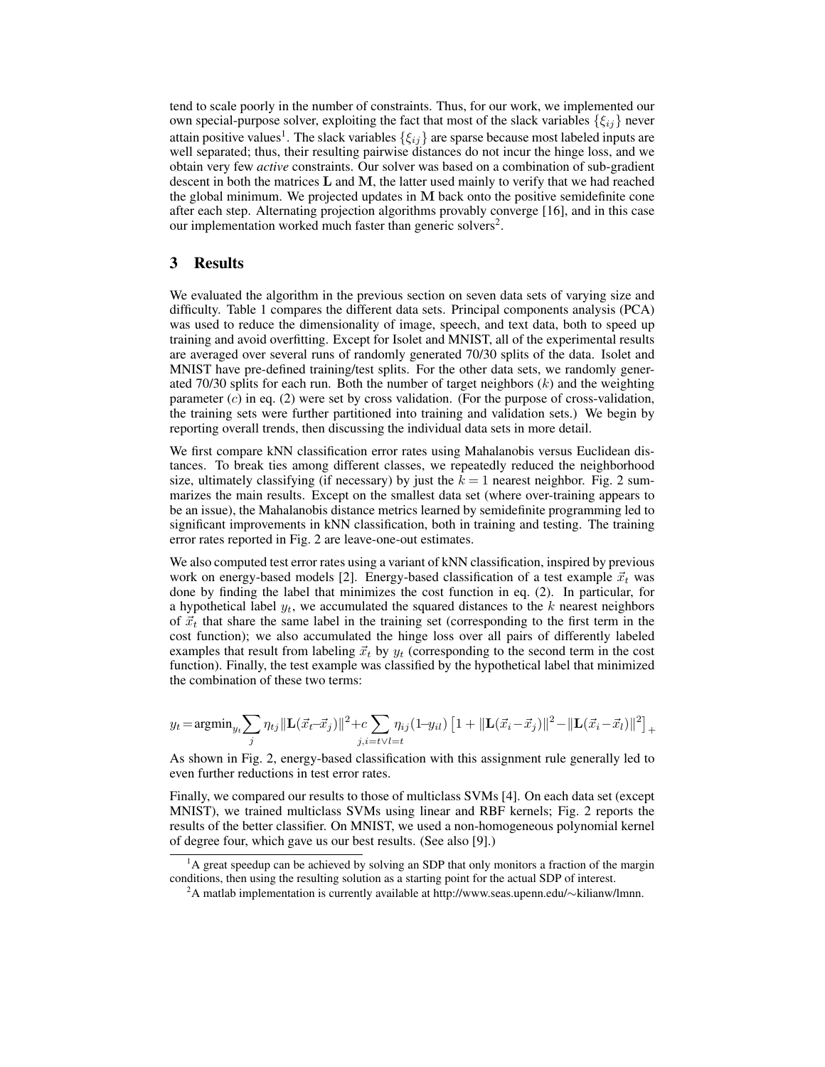tend to scale poorly in the number of constraints. Thus, for our work, we implemented our own special-purpose solver, exploiting the fact that most of the slack variables $\{\xi_{ij}\}$ never attain positive values[1]. The slack variables $\{\xi_{ij}\}$ are sparse because most labeled inputs are well separated; thus, their resulting pairwise distances do not incur the hinge loss, and we obtain very few *active* constraints. Our solver was based on a combination of sub-gradient descent in both the matrices $\mathbf{L}$ and $\mathbf{M}$, the latter used mainly to verify that we had reached the global minimum. We projected updates in $\mathbf{M}$ back onto the positive semidefinite cone after each step. Alternating projection algorithms provably converge [16], and in this case our implementation worked much faster than generic solvers[2].

## 3 Results

We evaluated the algorithm in the previous section on seven data sets of varying size and difficulty. Table 1 compares the different data sets. Principal components analysis (PCA) was used to reduce the dimensionality of image, speech, and text data, both to speed up training and avoid overfitting. Except for Isolet and MNIST, all of the experimental results are averaged over several runs of randomly generated 70/30 splits of the data. Isolet and MNIST have pre-defined training/test splits. For the other data sets, we randomly generated 70/30 splits for each run. Both the number of target neighbors ($k$) and the weighting parameter ($c$) in eq. (2) were set by cross validation. (For the purpose of cross-validation, the training sets were further partitioned into training and validation sets.) We begin by reporting overall trends, then discussing the individual data sets in more detail.

We first compare kNN classification error rates using Mahalanobis versus Euclidean distances. To break ties among different classes, we repeatedly reduced the neighborhood size, ultimately classifying (if necessary) by just the $k = 1$ nearest neighbor. Fig. 2 summarizes the main results. Except on the smallest data set (where over-training appears to be an issue), the Mahalanobis distance metrics learned by semidefinite programming led to significant improvements in kNN classification, both in training and testing. The training error rates reported in Fig. 2 are leave-one-out estimates.

We also computed test error rates using a variant of kNN classification, inspired by previous work on energy-based models [2]. Energy-based classification of a test example $\vec{x}_t$ was done by finding the label that minimizes the cost function in eq. (2). In particular, for a hypothetical label $y_t$, we accumulated the squared distances to the $k$ nearest neighbors of $\vec{x}_t$ that share the same label in the training set (corresponding to the first term in the cost function); we also accumulated the hinge loss over all pairs of differently labeled examples that result from labeling $\vec{x}_t$ by $y_t$ (corresponding to the second term in the cost function). Finally, the test example was classified by the hypothetical label that minimized the combination of these two terms:

$$y_t = \operatorname{argmin}_{y_t} \sum_j \eta_{tj} \|\mathbf{L}(\vec{x}_t - \vec{x}_j)\|^2 + c \sum_{j, i=t \vee l=t} \eta_{ij}(1 - y_{il}) \left[1 + \|\mathbf{L}(\vec{x}_i - \vec{x}_j)\|^2 - \|\mathbf{L}(\vec{x}_i - \vec{x}_l)\|^2\right]_+$$

As shown in Fig. 2, energy-based classification with this assignment rule generally led to even further reductions in test error rates.

Finally, we compared our results to those of multiclass SVMs [4]. On each data set (except MNIST), we trained multiclass SVMs using linear and RBF kernels; Fig. 2 reports the results of the better classifier. On MNIST, we used a non-homogeneous polynomial kernel of degree four, which gave us our best results. (See also [9].)

[1] A great speedup can be achieved by solving an SDP that only monitors a fraction of the margin conditions, then using the resulting solution as a starting point for the actual SDP of interest.

[2] A matlab implementation is currently available at http://www.seas.upenn.edu/∼kilianw/lmnn.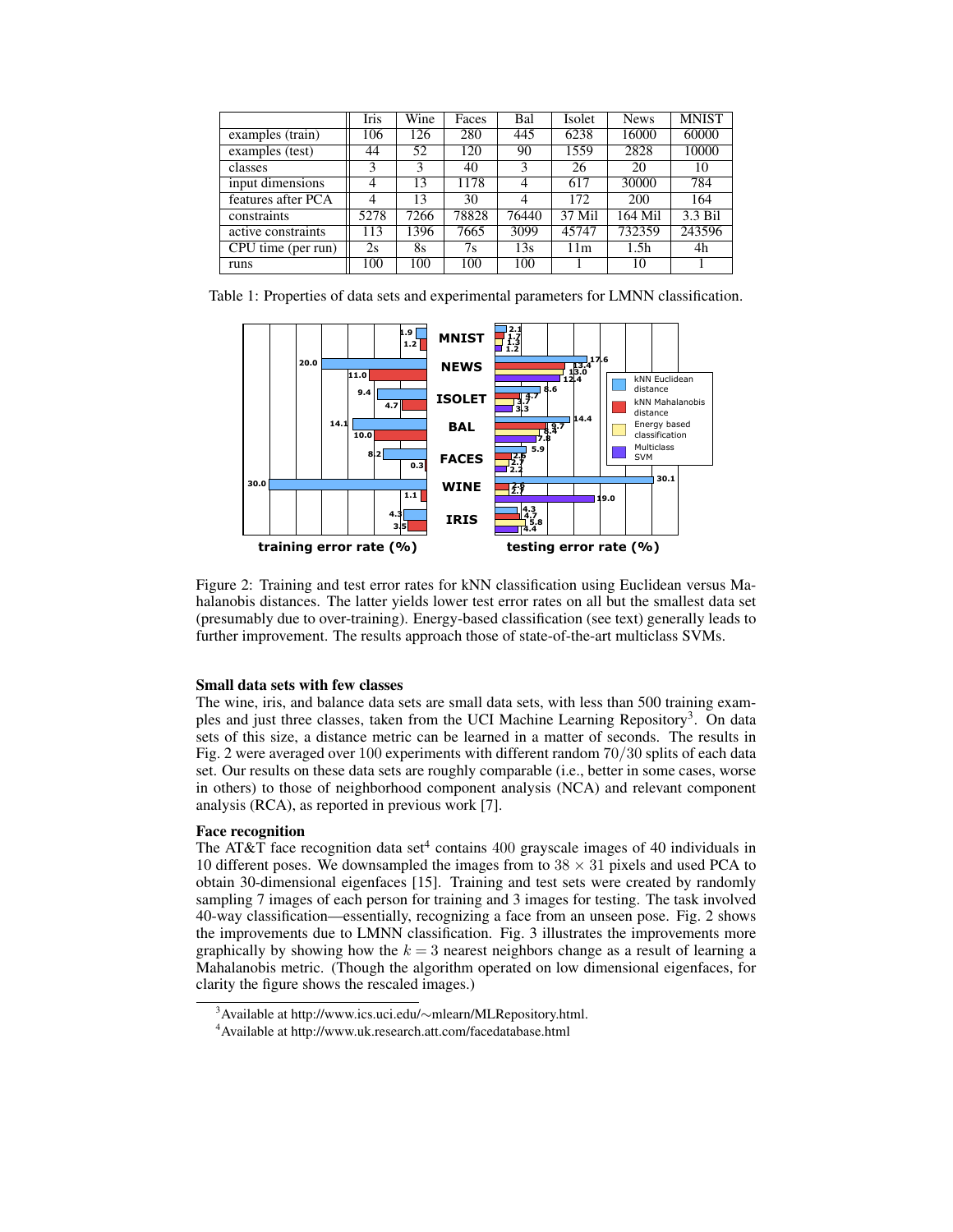| | Iris | Wine | Faces | Bal | Isolet | News | MNIST |
|---|---|---|---|---|---|---|---|
| examples (train) | 106 | 126 | 280 | 445 | 6238 | 16000 | 60000 |
| examples (test) | 44 | 52 | 120 | 90 | 1559 | 2828 | 10000 |
| classes | 3 | 3 | 40 | 3 | 26 | 20 | 10 |
| input dimensions | 4 | 13 | 1178 | 4 | 617 | 30000 | 784 |
| features after PCA | 4 | 13 | 30 | 4 | 172 | 200 | 164 |
| constraints | 5278 | 7266 | 78828 | 76440 | 37 Mil | 164 Mil | 3.3 Bil |
| active constraints | 113 | 1396 | 7665 | 3099 | 45747 | 732359 | 243596 |
| CPU time (per run) | 2s | 8s | 7s | 13s | 11m | 1.5h | 4h |
| runs | 100 | 100 | 100 | 100 | 1 | 10 | 1 |

Table 1: Properties of data sets and experimental parameters for LMNN classification.

Figure 2: Training and test error rates for kNN classification using Euclidean versus Mahalanobis distances. The latter yields lower test error rates on all but the smallest data set (presumably due to over-training). Energy-based classification (see text) generally leads to further improvement. The results approach those of state-of-the-art multiclass SVMs.

### Small data sets with few classes

The wine, iris, and balance data sets are small data sets, with less than 500 training examples and just three classes, taken from the UCI Machine Learning Repository[3]. On data sets of this size, a distance metric can be learned in a matter of seconds. The results in Fig. 2 were averaged over 100 experiments with different random 70/30 splits of each data set. Our results on these data sets are roughly comparable (i.e., better in some cases, worse in others) to those of neighborhood component analysis (NCA) and relevant component analysis (RCA), as reported in previous work [7].

### Face recognition

The AT&T face recognition data set[4] contains 400 grayscale images of 40 individuals in 10 different poses. We downsampled the images from to $38 \times 31$ pixels and used PCA to obtain 30-dimensional eigenfaces [15]. Training and test sets were created by randomly sampling 7 images of each person for training and 3 images for testing. The task involved 40-way classification—essentially, recognizing a face from an unseen pose. Fig. 2 shows the improvements due to LMNN classification. Fig. 3 illustrates the improvements more graphically by showing how the $k = 3$ nearest neighbors change as a result of learning a Mahalanobis metric. (Though the algorithm operated on low dimensional eigenfaces, for clarity the figure shows the rescaled images.)

[3] Available at http://www.ics.uci.edu/~mlearn/MLRepository.html.

[4] Available at http://www.uk.research.att.com/facedatabase.html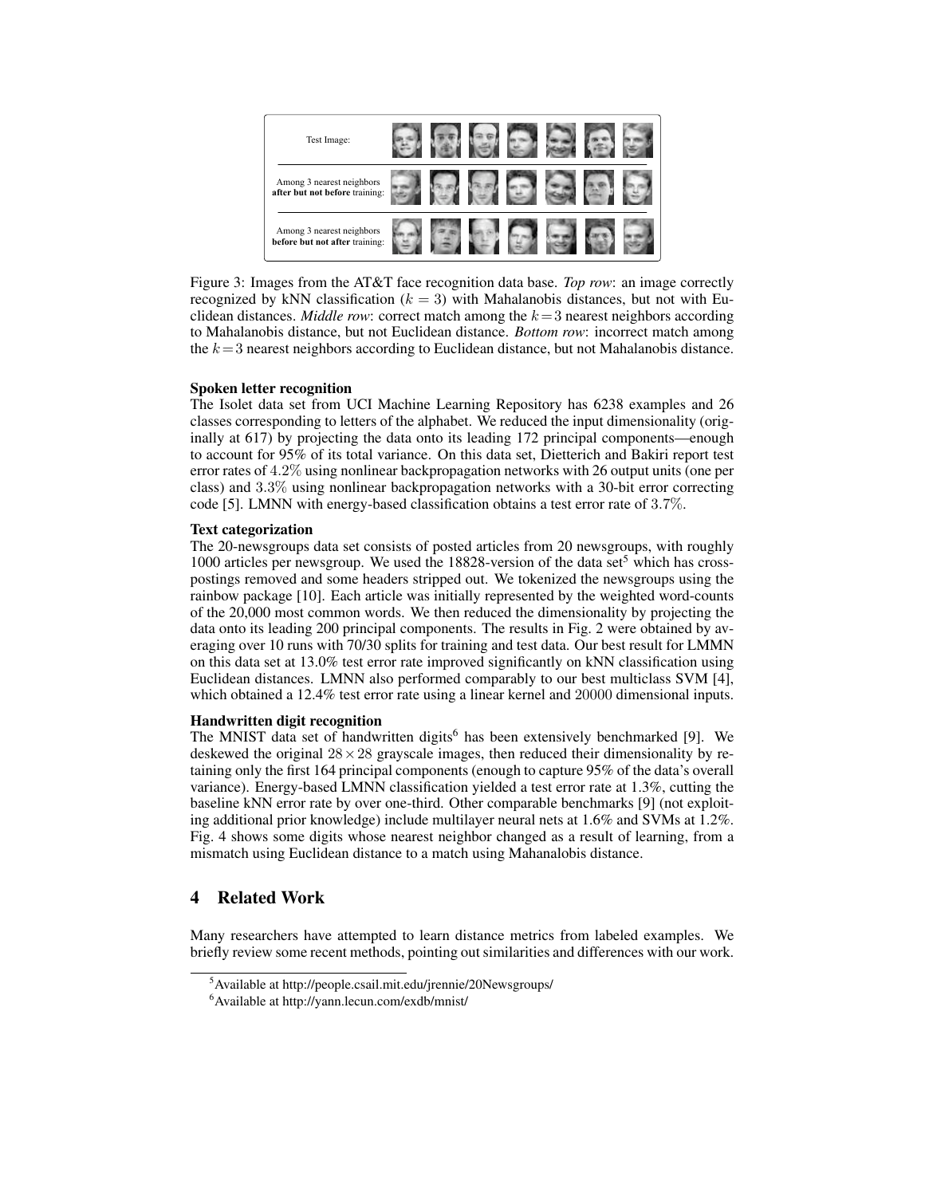Test Image:

Among 3 nearest neighbors **after but not before** training:

Among 3 nearest neighbors **before but not after** training:

Figure 3: Images from the AT&T face recognition data base. *Top row*: an image correctly recognized by kNN classification ($k = 3$) with Mahalanobis distances, but not with Euclidean distances. *Middle row*: correct match among the $k = 3$ nearest neighbors according to Mahalanobis distance, but not Euclidean distance. *Bottom row*: incorrect match among the $k = 3$ nearest neighbors according to Euclidean distance, but not Mahalanobis distance.

**Spoken letter recognition**

The Isolet data set from UCI Machine Learning Repository has 6238 examples and 26 classes corresponding to letters of the alphabet. We reduced the input dimensionality (originally at 617) by projecting the data onto its leading 172 principal components—enough to account for 95% of its total variance. On this data set, Dietterich and Bakiri report test error rates of $4.2\%$ using nonlinear backpropagation networks with 26 output units (one per class) and $3.3\%$ using nonlinear backpropagation networks with a 30-bit error correcting code [5]. LMNN with energy-based classification obtains a test error rate of $3.7\%$.

**Text categorization**

The 20-newsgroups data set consists of posted articles from 20 newsgroups, with roughly 1000 articles per newsgroup. We used the 18828-version of the data set[5] which has cross-postings removed and some headers stripped out. We tokenized the newsgroups using the rainbow package [10]. Each article was initially represented by the weighted word-counts of the 20,000 most common words. We then reduced the dimensionality by projecting the data onto its leading 200 principal components. The results in Fig. 2 were obtained by averaging over 10 runs with 70/30 splits for training and test data. Our best result for LMMN on this data set at 13.0% test error rate improved significantly on kNN classification using Euclidean distances. LMNN also performed comparably to our best multiclass SVM [4], which obtained a 12.4% test error rate using a linear kernel and 20000 dimensional inputs.

**Handwritten digit recognition**

The MNIST data set of handwritten digits[6] has been extensively benchmarked [9]. We deskewed the original $28 \times 28$ grayscale images, then reduced their dimensionality by retaining only the first 164 principal components (enough to capture 95% of the data's overall variance). Energy-based LMNN classification yielded a test error rate at 1.3%, cutting the baseline kNN error rate by over one-third. Other comparable benchmarks [9] (not exploiting additional prior knowledge) include multilayer neural nets at 1.6% and SVMs at 1.2%. Fig. 4 shows some digits whose nearest neighbor changed as a result of learning, from a mismatch using Euclidean distance to a match using Mahanalobis distance.

## 4 Related Work

Many researchers have attempted to learn distance metrics from labeled examples. We briefly review some recent methods, pointing out similarities and differences with our work.

[5] Available at http://people.csail.mit.edu/jrennie/20Newsgroups/

[6] Available at http://yann.lecun.com/exdb/mnist/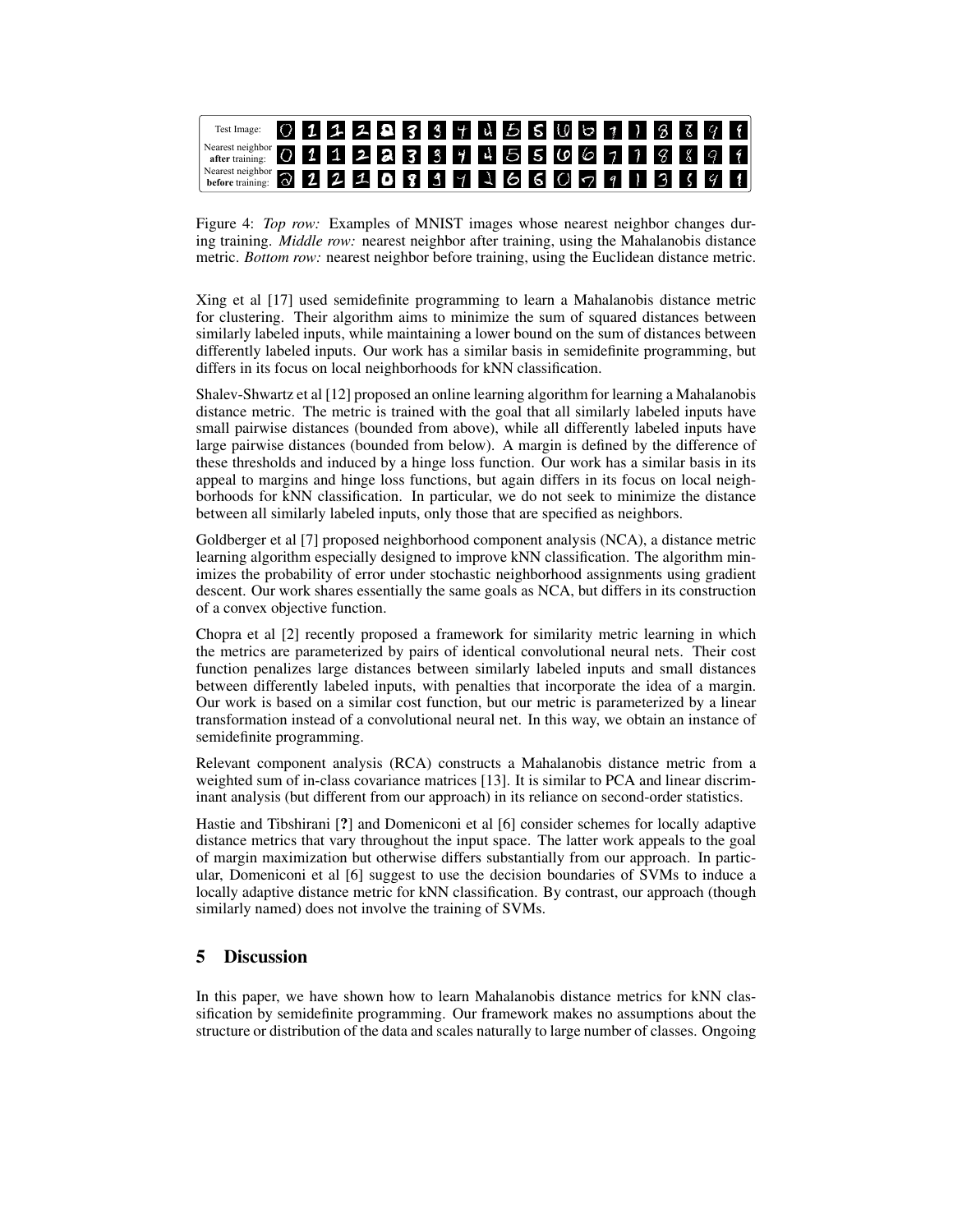Test Image:
Nearest neighbor **after** training:
Nearest neighbor **before** training:

Figure 4: *Top row:* Examples of MNIST images whose nearest neighbor changes during training. *Middle row:* nearest neighbor after training, using the Mahalanobis distance metric. *Bottom row:* nearest neighbor before training, using the Euclidean distance metric.

Xing et al [17] used semidefinite programming to learn a Mahalanobis distance metric for clustering. Their algorithm aims to minimize the sum of squared distances between similarly labeled inputs, while maintaining a lower bound on the sum of distances between differently labeled inputs. Our work has a similar basis in semidefinite programming, but differs in its focus on local neighborhoods for kNN classification.

Shalev-Shwartz et al [12] proposed an online learning algorithm for learning a Mahalanobis distance metric. The metric is trained with the goal that all similarly labeled inputs have small pairwise distances (bounded from above), while all differently labeled inputs have large pairwise distances (bounded from below). A margin is defined by the difference of these thresholds and induced by a hinge loss function. Our work has a similar basis in its appeal to margins and hinge loss functions, but again differs in its focus on local neighborhoods for kNN classification. In particular, we do not seek to minimize the distance between all similarly labeled inputs, only those that are specified as neighbors.

Goldberger et al [7] proposed neighborhood component analysis (NCA), a distance metric learning algorithm especially designed to improve kNN classification. The algorithm minimizes the probability of error under stochastic neighborhood assignments using gradient descent. Our work shares essentially the same goals as NCA, but differs in its construction of a convex objective function.

Chopra et al [2] recently proposed a framework for similarity metric learning in which the metrics are parameterized by pairs of identical convolutional neural nets. Their cost function penalizes large distances between similarly labeled inputs and small distances between differently labeled inputs, with penalties that incorporate the idea of a margin. Our work is based on a similar cost function, but our metric is parameterized by a linear transformation instead of a convolutional neural net. In this way, we obtain an instance of semidefinite programming.

Relevant component analysis (RCA) constructs a Mahalanobis distance metric from a weighted sum of in-class covariance matrices [13]. It is similar to PCA and linear discriminant analysis (but different from our approach) in its reliance on second-order statistics.

Hastie and Tibshirani [**?**] and Domeniconi et al [6] consider schemes for locally adaptive distance metrics that vary throughout the input space. The latter work appeals to the goal of margin maximization but otherwise differs substantially from our approach. In particular, Domeniconi et al [6] suggest to use the decision boundaries of SVMs to induce a locally adaptive distance metric for kNN classification. By contrast, our approach (though similarly named) does not involve the training of SVMs.

## 5 Discussion

In this paper, we have shown how to learn Mahalanobis distance metrics for kNN classification by semidefinite programming. Our framework makes no assumptions about the structure or distribution of the data and scales naturally to large number of classes. Ongoing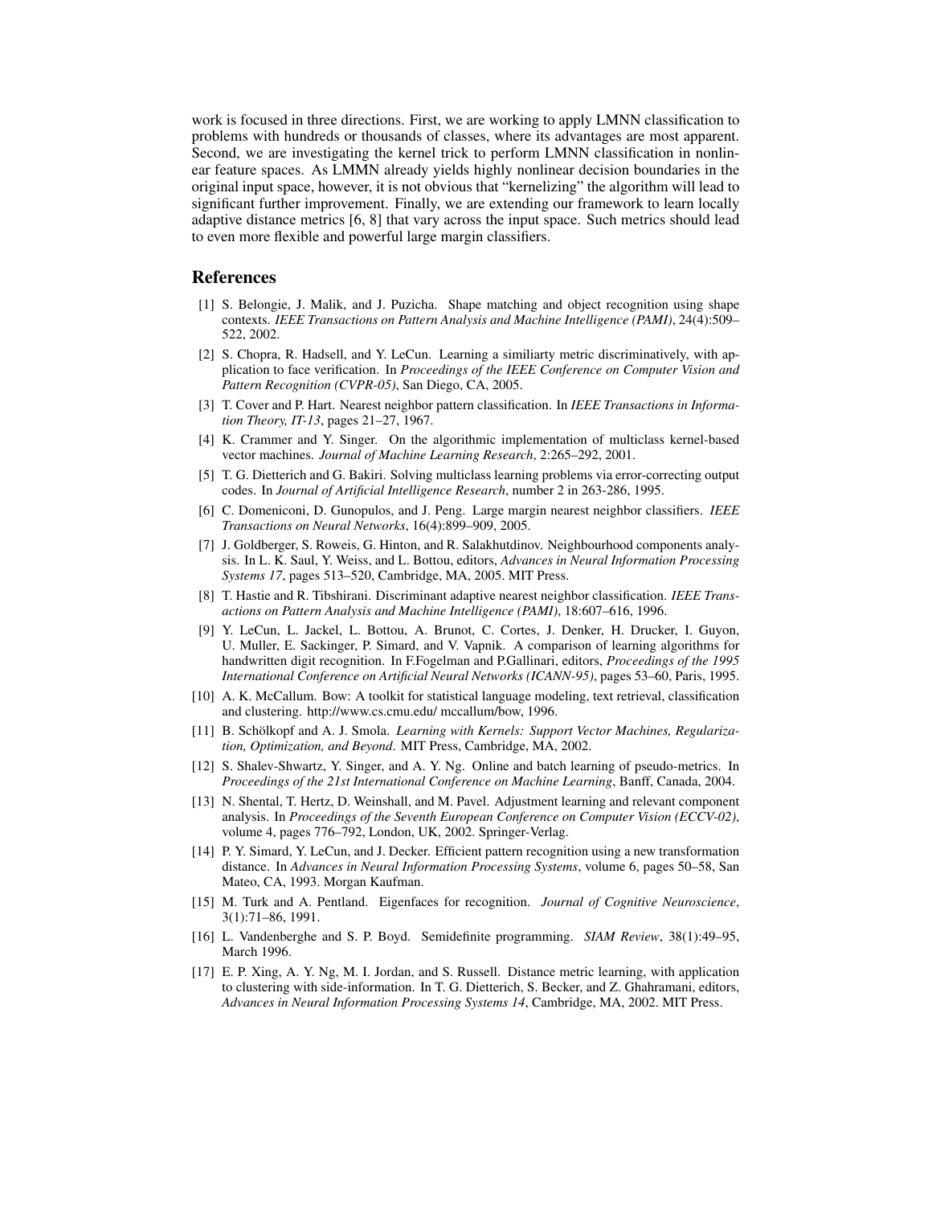work is focused in three directions. First, we are working to apply LMNN classification to problems with hundreds or thousands of classes, where its advantages are most apparent. Second, we are investigating the kernel trick to perform LMNN classification in nonlinear feature spaces. As LMMN already yields highly nonlinear decision boundaries in the original input space, however, it is not obvious that "kernelizing" the algorithm will lead to significant further improvement. Finally, we are extending our framework to learn locally adaptive distance metrics [6, 8] that vary across the input space. Such metrics should lead to even more flexible and powerful large margin classifiers.

## References

[1] S. Belongie, J. Malik, and J. Puzicha. Shape matching and object recognition using shape contexts. *IEEE Transactions on Pattern Analysis and Machine Intelligence (PAMI)*, 24(4):509–522, 2002.

[2] S. Chopra, R. Hadsell, and Y. LeCun. Learning a similiarty metric discriminatively, with application to face verification. In *Proceedings of the IEEE Conference on Computer Vision and Pattern Recognition (CVPR-05)*, San Diego, CA, 2005.

[3] T. Cover and P. Hart. Nearest neighbor pattern classification. In *IEEE Transactions in Information Theory, IT-13*, pages 21–27, 1967.

[4] K. Crammer and Y. Singer. On the algorithmic implementation of multiclass kernel-based vector machines. *Journal of Machine Learning Research*, 2:265–292, 2001.

[5] T. G. Dietterich and G. Bakiri. Solving multiclass learning problems via error-correcting output codes. In *Journal of Artificial Intelligence Research*, number 2 in 263-286, 1995.

[6] C. Domeniconi, D. Gunopulos, and J. Peng. Large margin nearest neighbor classifiers. *IEEE Transactions on Neural Networks*, 16(4):899–909, 2005.

[7] J. Goldberger, S. Roweis, G. Hinton, and R. Salakhutdinov. Neighbourhood components analysis. In L. K. Saul, Y. Weiss, and L. Bottou, editors, *Advances in Neural Information Processing Systems 17*, pages 513–520, Cambridge, MA, 2005. MIT Press.

[8] T. Hastie and R. Tibshirani. Discriminant adaptive nearest neighbor classification. *IEEE Transactions on Pattern Analysis and Machine Intelligence (PAMI)*, 18:607–616, 1996.

[9] Y. LeCun, L. Jackel, L. Bottou, A. Brunot, C. Cortes, J. Denker, H. Drucker, I. Guyon, U. Muller, E. Sackinger, P. Simard, and V. Vapnik. A comparison of learning algorithms for handwritten digit recognition. In F.Fogelman and P.Gallinari, editors, *Proceedings of the 1995 International Conference on Artificial Neural Networks (ICANN-95)*, pages 53–60, Paris, 1995.

[10] A. K. McCallum. Bow: A toolkit for statistical language modeling, text retrieval, classification and clustering. http://www.cs.cmu.edu/ mccallum/bow, 1996.

[11] B. Schölkopf and A. J. Smola. *Learning with Kernels: Support Vector Machines, Regularization, Optimization, and Beyond*. MIT Press, Cambridge, MA, 2002.

[12] S. Shalev-Shwartz, Y. Singer, and A. Y. Ng. Online and batch learning of pseudo-metrics. In *Proceedings of the 21st International Conference on Machine Learning*, Banff, Canada, 2004.

[13] N. Shental, T. Hertz, D. Weinshall, and M. Pavel. Adjustment learning and relevant component analysis. In *Proceedings of the Seventh European Conference on Computer Vision (ECCV-02)*, volume 4, pages 776–792, London, UK, 2002. Springer-Verlag.

[14] P. Y. Simard, Y. LeCun, and J. Decker. Efficient pattern recognition using a new transformation distance. In *Advances in Neural Information Processing Systems*, volume 6, pages 50–58, San Mateo, CA, 1993. Morgan Kaufman.

[15] M. Turk and A. Pentland. Eigenfaces for recognition. *Journal of Cognitive Neuroscience*, 3(1):71–86, 1991.

[16] L. Vandenberghe and S. P. Boyd. Semidefinite programming. *SIAM Review*, 38(1):49–95, March 1996.

[17] E. P. Xing, A. Y. Ng, M. I. Jordan, and S. Russell. Distance metric learning, with application to clustering with side-information. In T. G. Dietterich, S. Becker, and Z. Ghahramani, editors, *Advances in Neural Information Processing Systems 14*, Cambridge, MA, 2002. MIT Press.